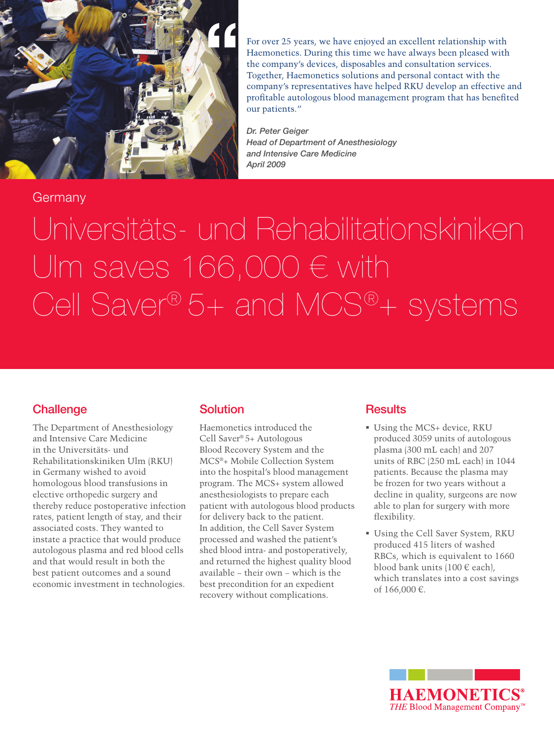> For over 25 years, we have enjoyed an excellent relationship with Haemonetics. During this time we have always been pleased with the company's devices, disposables and consultation services. Together, Haemonetics solutions and personal contact with the company's representatives have helped RKU develop an effective and profitable autologous blood management program that has benefited our patients."

*Dr. Peter Geiger*
*Head of Department of Anesthesiology and Intensive Care Medicine*
*April 2009*

Germany

# Universitäts- und Rehabilitationskiniken Ulm saves 166,000 € with Cell Saver® 5+ and MCS®+ systems

## Challenge

The Department of Anesthesiology and Intensive Care Medicine in the Universitäts- und Rehabilitationskiniken Ulm (RKU) in Germany wished to avoid homologous blood transfusions in elective orthopedic surgery and thereby reduce postoperative infection rates, patient length of stay, and their associated costs. They wanted to instate a practice that would produce autologous plasma and red blood cells and that would result in both the best patient outcomes and a sound economic investment in technologies.

## Solution

Haemonetics introduced the Cell Saver® 5+ Autologous Blood Recovery System and the MCS®+ Mobile Collection System into the hospital's blood management program. The MCS+ system allowed anesthesiologists to prepare each patient with autologous blood products for delivery back to the patient. In addition, the Cell Saver System processed and washed the patient's shed blood intra- and postoperatively, and returned the highest quality blood available – their own – which is the best precondition for an expedient recovery without complications.

## Results

- Using the MCS+ device, RKU produced 3059 units of autologous plasma (300 mL each) and 207 units of RBC (250 mL each) in 1044 patients. Because the plasma may be frozen for two years without a decline in quality, surgeons are now able to plan for surgery with more flexibility.
- Using the Cell Saver System, RKU produced 415 liters of washed RBCs, which is equivalent to 1660 blood bank units (100 € each), which translates into a cost savings of 166,000 €.

HAEMONETICS®
*THE* Blood Management Company™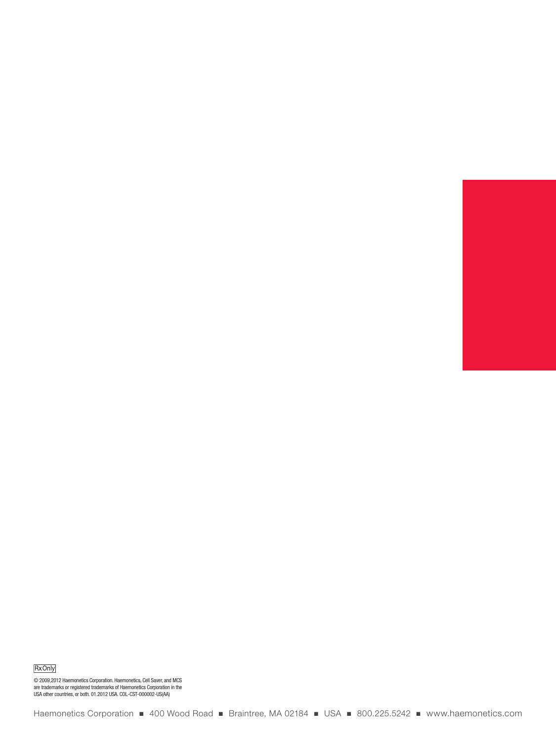Rx Only

© 2009,2012 Haemonetics Corporation. Haemonetics, Cell Saver, and MCS are trademarks or registered trademarks of Haemonetics Corporation in the USA other countries, or both. 01.2012 USA. COL-CST-000002-US(AA)

Haemonetics Corporation ■ 400 Wood Road ■ Braintree, MA 02184 ■ USA ■ 800.225.5242 ■ www.haemonetics.com